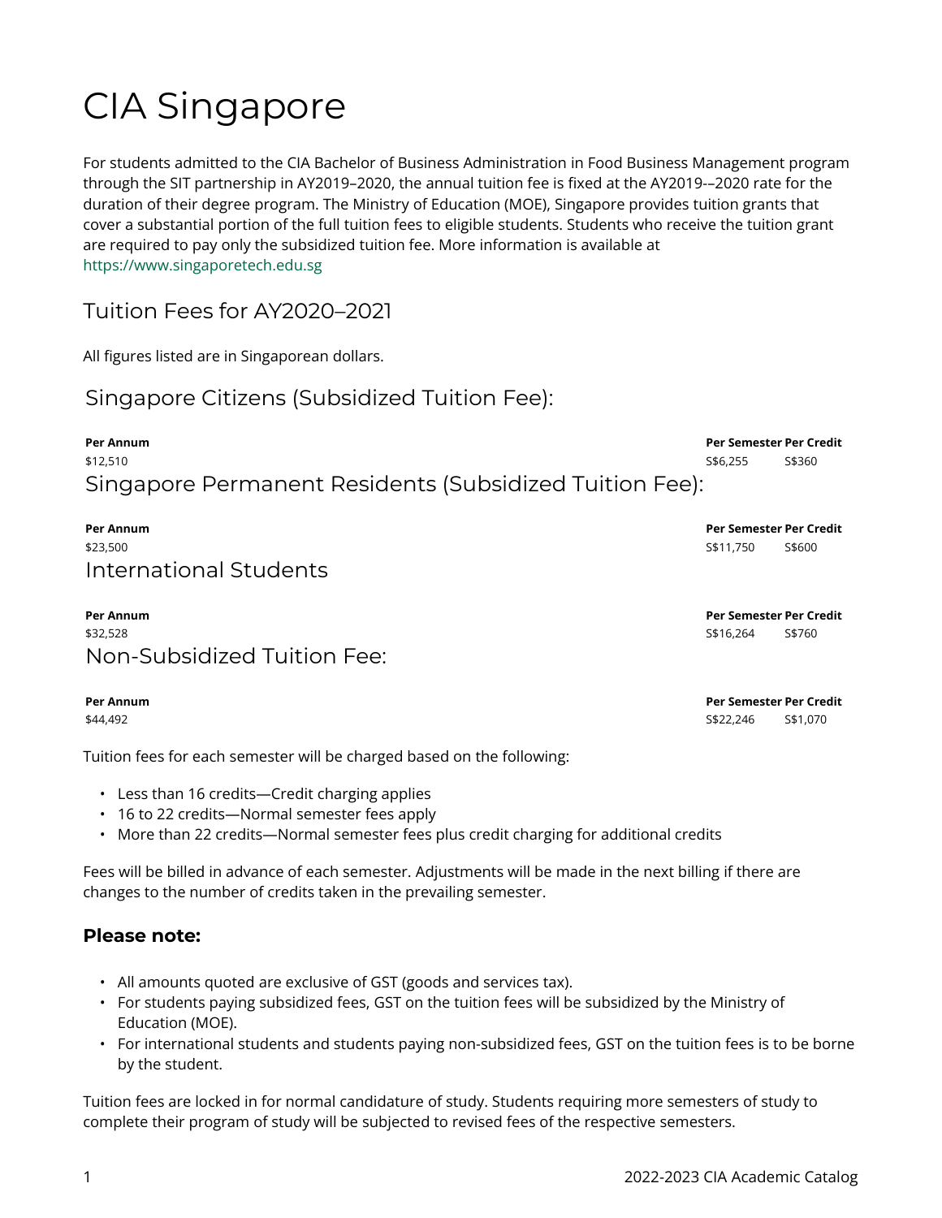# CIA Singapore

For students admitted to the CIA Bachelor of Business Administration in Food Business Management program through the SIT partnership in AY2019–2020, the annual tuition fee is fixed at the AY2019-–2020 rate for the duration of their degree program. The Ministry of Education (MOE), Singapore provides tuition grants that cover a substantial portion of the full tuition fees to eligible students. Students who receive the tuition grant are required to pay only the subsidized tuition fee. More information is available at https://www.singaporetech.edu.sg

## Tuition Fees for AY2020–2021

All figures listed are in Singaporean dollars.

### Singapore Citizens (Subsidized Tuition Fee):

| Per Annum | Per Semester | Per Credit |
|---|---|---|
| $12,510 | S$6,255 | S$360 |

### Singapore Permanent Residents (Subsidized Tuition Fee):

| Per Annum | Per Semester | Per Credit |
|---|---|---|
| $23,500 | S$11,750 | S$600 |

### International Students

| Per Annum | Per Semester | Per Credit |
|---|---|---|
| $32,528 | S$16,264 | S$760 |

### Non-Subsidized Tuition Fee:

| Per Annum | Per Semester | Per Credit |
|---|---|---|
| $44,492 | S$22,246 | S$1,070 |

Tuition fees for each semester will be charged based on the following:

- Less than 16 credits—Credit charging applies
- 16 to 22 credits—Normal semester fees apply
- More than 22 credits—Normal semester fees plus credit charging for additional credits

Fees will be billed in advance of each semester. Adjustments will be made in the next billing if there are changes to the number of credits taken in the prevailing semester.

#### Please note:

- All amounts quoted are exclusive of GST (goods and services tax).
- For students paying subsidized fees, GST on the tuition fees will be subsidized by the Ministry of Education (MOE).
- For international students and students paying non-subsidized fees, GST on the tuition fees is to be borne by the student.

Tuition fees are locked in for normal candidature of study. Students requiring more semesters of study to complete their program of study will be subjected to revised fees of the respective semesters.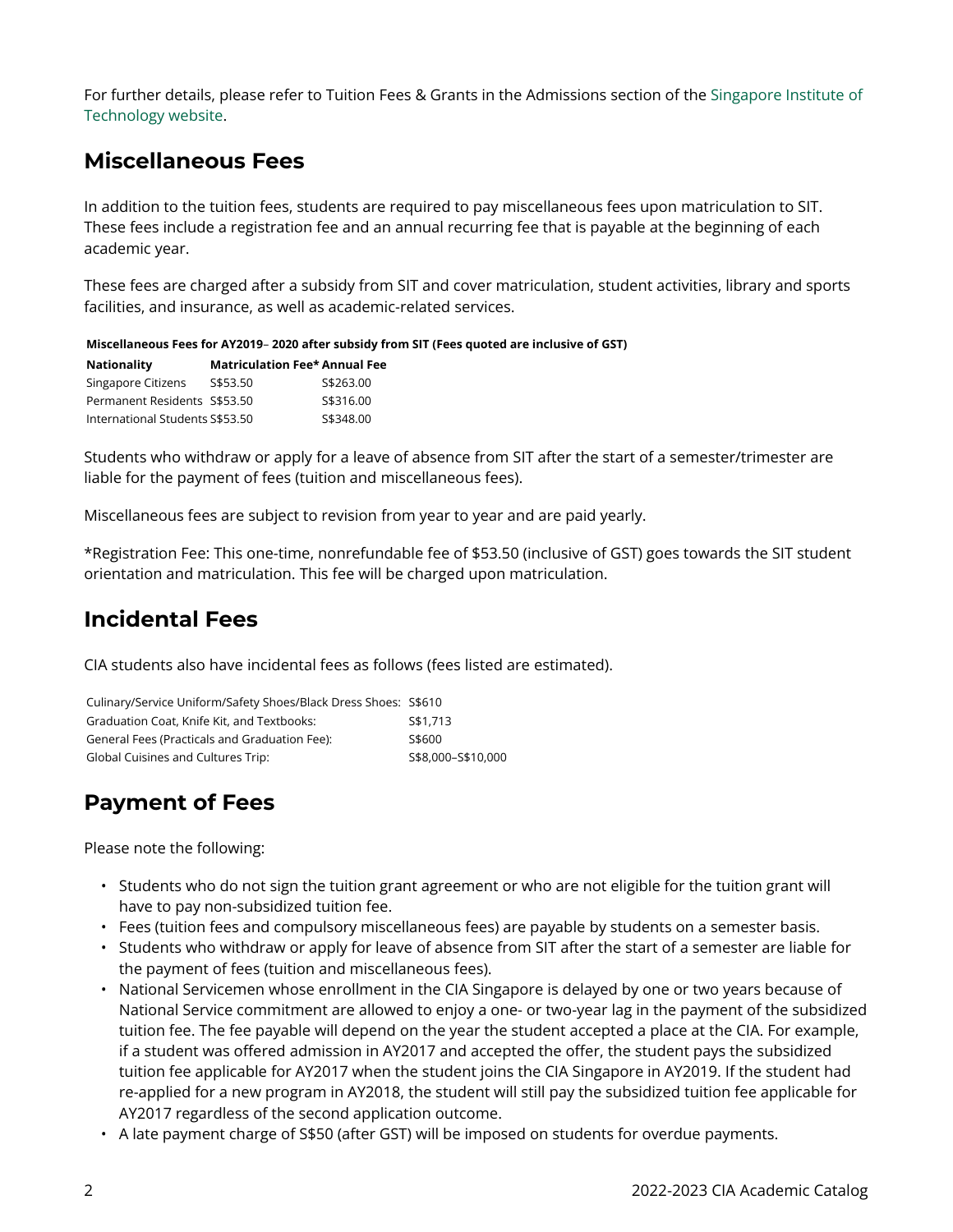For further details, please refer to Tuition Fees & Grants in the Admissions section of the Singapore Institute of Technology website.

## Miscellaneous Fees

In addition to the tuition fees, students are required to pay miscellaneous fees upon matriculation to SIT. These fees include a registration fee and an annual recurring fee that is payable at the beginning of each academic year.

These fees are charged after a subsidy from SIT and cover matriculation, student activities, library and sports facilities, and insurance, as well as academic-related services.

**Miscellaneous Fees for AY2019– 2020 after subsidy from SIT (Fees quoted are inclusive of GST)**

| Nationality | Matriculation Fee* | Annual Fee |
|---|---|---|
| Singapore Citizens | S$53.50 | S$263.00 |
| Permanent Residents | S$53.50 | S$316.00 |
| International Students | S$53.50 | S$348.00 |

Students who withdraw or apply for a leave of absence from SIT after the start of a semester/trimester are liable for the payment of fees (tuition and miscellaneous fees).

Miscellaneous fees are subject to revision from year to year and are paid yearly.

*Registration Fee: This one-time, nonrefundable fee of $53.50 (inclusive of GST) goes towards the SIT student orientation and matriculation. This fee will be charged upon matriculation.

## Incidental Fees

CIA students also have incidental fees as follows (fees listed are estimated).

| | |
|---|---|
| Culinary/Service Uniform/Safety Shoes/Black Dress Shoes: | S$610 |
| Graduation Coat, Knife Kit, and Textbooks: | S$1,713 |
| General Fees (Practicals and Graduation Fee): | S$600 |
| Global Cuisines and Cultures Trip: | S$8,000–S$10,000 |

## Payment of Fees

Please note the following:

- Students who do not sign the tuition grant agreement or who are not eligible for the tuition grant will have to pay non-subsidized tuition fee.
- Fees (tuition fees and compulsory miscellaneous fees) are payable by students on a semester basis.
- Students who withdraw or apply for leave of absence from SIT after the start of a semester are liable for the payment of fees (tuition and miscellaneous fees).
- National Servicemen whose enrollment in the CIA Singapore is delayed by one or two years because of National Service commitment are allowed to enjoy a one- or two-year lag in the payment of the subsidized tuition fee. The fee payable will depend on the year the student accepted a place at the CIA. For example, if a student was offered admission in AY2017 and accepted the offer, the student pays the subsidized tuition fee applicable for AY2017 when the student joins the CIA Singapore in AY2019. If the student had re-applied for a new program in AY2018, the student will still pay the subsidized tuition fee applicable for AY2017 regardless of the second application outcome.
- A late payment charge of S$50 (after GST) will be imposed on students for overdue payments.